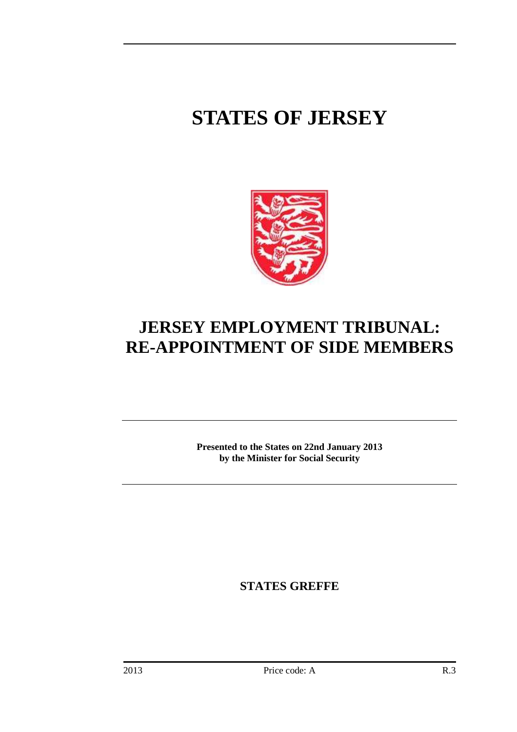# STATES OF JERSEY

# JERSEY EMPLOYMENT TRIBUNAL: RE-APPOINTMENT OF SIDE MEMBERS

**Presented to the States on 22nd January 2013**
**by the Minister for Social Security**

**STATES GREFFE**

2013 Price code: A R.3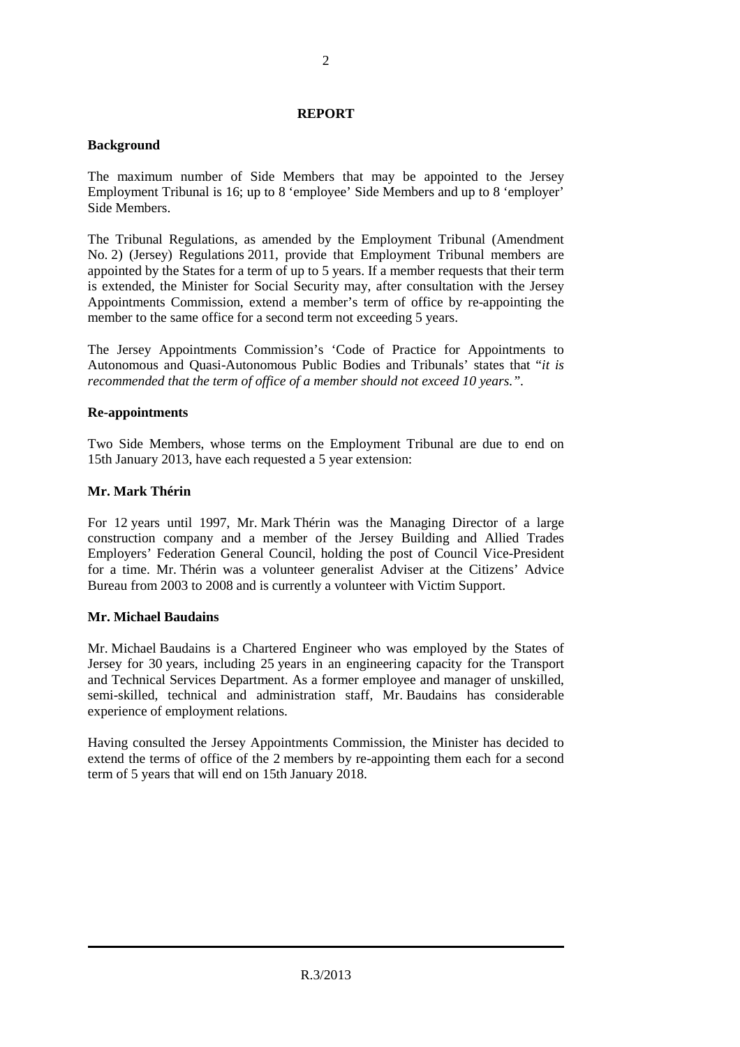## REPORT

### Background

The maximum number of Side Members that may be appointed to the Jersey Employment Tribunal is 16; up to 8 'employee' Side Members and up to 8 'employer' Side Members.

The Tribunal Regulations, as amended by the Employment Tribunal (Amendment No. 2) (Jersey) Regulations 2011, provide that Employment Tribunal members are appointed by the States for a term of up to 5 years. If a member requests that their term is extended, the Minister for Social Security may, after consultation with the Jersey Appointments Commission, extend a member's term of office by re-appointing the member to the same office for a second term not exceeding 5 years.

The Jersey Appointments Commission's 'Code of Practice for Appointments to Autonomous and Quasi-Autonomous Public Bodies and Tribunals' states that "*it is recommended that the term of office of a member should not exceed 10 years.*".

### Re-appointments

Two Side Members, whose terms on the Employment Tribunal are due to end on 15th January 2013, have each requested a 5 year extension:

### Mr. Mark Thérin

For 12 years until 1997, Mr. Mark Thérin was the Managing Director of a large construction company and a member of the Jersey Building and Allied Trades Employers' Federation General Council, holding the post of Council Vice-President for a time. Mr. Thérin was a volunteer generalist Adviser at the Citizens' Advice Bureau from 2003 to 2008 and is currently a volunteer with Victim Support.

### Mr. Michael Baudains

Mr. Michael Baudains is a Chartered Engineer who was employed by the States of Jersey for 30 years, including 25 years in an engineering capacity for the Transport and Technical Services Department. As a former employee and manager of unskilled, semi-skilled, technical and administration staff, Mr. Baudains has considerable experience of employment relations.

Having consulted the Jersey Appointments Commission, the Minister has decided to extend the terms of office of the 2 members by re-appointing them each for a second term of 5 years that will end on 15th January 2018.